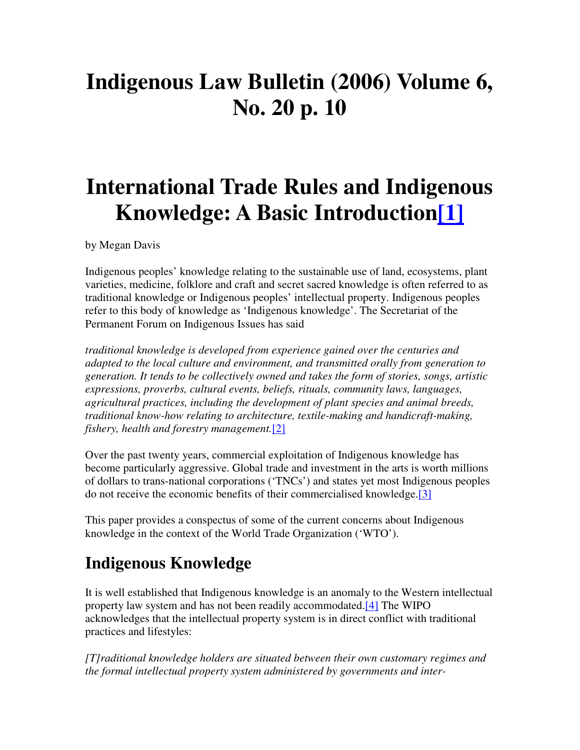# Indigenous Law Bulletin (2006) Volume 6, No. 20 p. 10

# International Trade Rules and Indigenous Knowledge: A Basic Introduction[1]

by Megan Davis

Indigenous peoples' knowledge relating to the sustainable use of land, ecosystems, plant varieties, medicine, folklore and craft and secret sacred knowledge is often referred to as traditional knowledge or Indigenous peoples' intellectual property. Indigenous peoples refer to this body of knowledge as 'Indigenous knowledge'. The Secretariat of the Permanent Forum on Indigenous Issues has said

*traditional knowledge is developed from experience gained over the centuries and adapted to the local culture and environment, and transmitted orally from generation to generation. It tends to be collectively owned and takes the form of stories, songs, artistic expressions, proverbs, cultural events, beliefs, rituals, community laws, languages, agricultural practices, including the development of plant species and animal breeds, traditional know-how relating to architecture, textile-making and handicraft-making, fishery, health and forestry management.*[2]

Over the past twenty years, commercial exploitation of Indigenous knowledge has become particularly aggressive. Global trade and investment in the arts is worth millions of dollars to trans-national corporations ('TNCs') and states yet most Indigenous peoples do not receive the economic benefits of their commercialised knowledge.[3]

This paper provides a conspectus of some of the current concerns about Indigenous knowledge in the context of the World Trade Organization ('WTO').

## Indigenous Knowledge

It is well established that Indigenous knowledge is an anomaly to the Western intellectual property law system and has not been readily accommodated.[4] The WIPO acknowledges that the intellectual property system is in direct conflict with traditional practices and lifestyles:

*[T]raditional knowledge holders are situated between their own customary regimes and the formal intellectual property system administered by governments and inter-*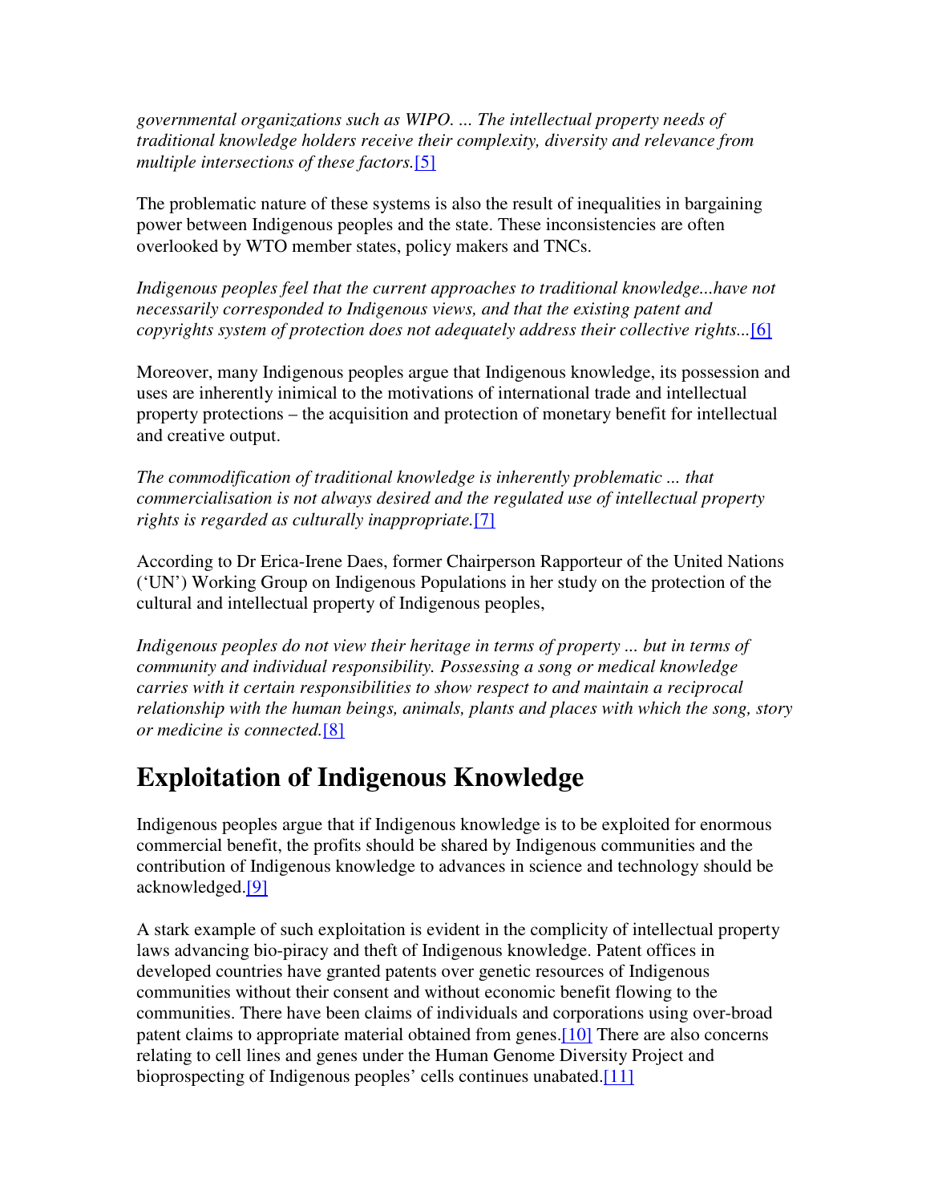*governmental organizations such as WIPO. ... The intellectual property needs of traditional knowledge holders receive their complexity, diversity and relevance from multiple intersections of these factors.*[5]

The problematic nature of these systems is also the result of inequalities in bargaining power between Indigenous peoples and the state. These inconsistencies are often overlooked by WTO member states, policy makers and TNCs.

*Indigenous peoples feel that the current approaches to traditional knowledge...have not necessarily corresponded to Indigenous views, and that the existing patent and copyrights system of protection does not adequately address their collective rights...*[6]

Moreover, many Indigenous peoples argue that Indigenous knowledge, its possession and uses are inherently inimical to the motivations of international trade and intellectual property protections – the acquisition and protection of monetary benefit for intellectual and creative output.

*The commodification of traditional knowledge is inherently problematic ... that commercialisation is not always desired and the regulated use of intellectual property rights is regarded as culturally inappropriate.*[7]

According to Dr Erica-Irene Daes, former Chairperson Rapporteur of the United Nations ('UN') Working Group on Indigenous Populations in her study on the protection of the cultural and intellectual property of Indigenous peoples,

*Indigenous peoples do not view their heritage in terms of property ... but in terms of community and individual responsibility. Possessing a song or medical knowledge carries with it certain responsibilities to show respect to and maintain a reciprocal relationship with the human beings, animals, plants and places with which the song, story or medicine is connected.*[8]

# Exploitation of Indigenous Knowledge

Indigenous peoples argue that if Indigenous knowledge is to be exploited for enormous commercial benefit, the profits should be shared by Indigenous communities and the contribution of Indigenous knowledge to advances in science and technology should be acknowledged.[9]

A stark example of such exploitation is evident in the complicity of intellectual property laws advancing bio-piracy and theft of Indigenous knowledge. Patent offices in developed countries have granted patents over genetic resources of Indigenous communities without their consent and without economic benefit flowing to the communities. There have been claims of individuals and corporations using over-broad patent claims to appropriate material obtained from genes.[10] There are also concerns relating to cell lines and genes under the Human Genome Diversity Project and bioprospecting of Indigenous peoples' cells continues unabated.[11]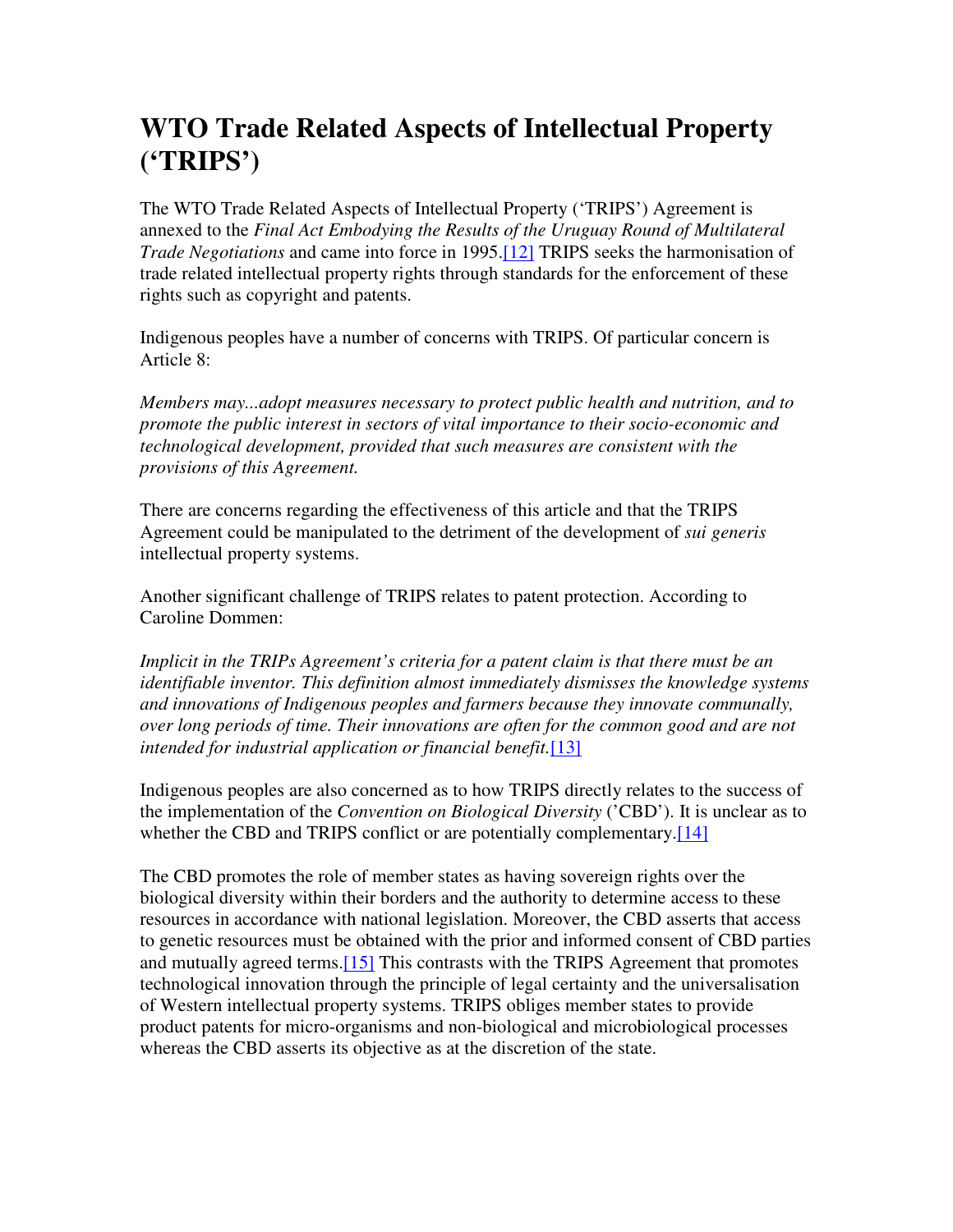# WTO Trade Related Aspects of Intellectual Property ('TRIPS')

The WTO Trade Related Aspects of Intellectual Property ('TRIPS') Agreement is annexed to the *Final Act Embodying the Results of the Uruguay Round of Multilateral Trade Negotiations* and came into force in 1995.[12] TRIPS seeks the harmonisation of trade related intellectual property rights through standards for the enforcement of these rights such as copyright and patents.

Indigenous peoples have a number of concerns with TRIPS. Of particular concern is Article 8:

*Members may...adopt measures necessary to protect public health and nutrition, and to promote the public interest in sectors of vital importance to their socio-economic and technological development, provided that such measures are consistent with the provisions of this Agreement.*

There are concerns regarding the effectiveness of this article and that the TRIPS Agreement could be manipulated to the detriment of the development of *sui generis* intellectual property systems.

Another significant challenge of TRIPS relates to patent protection. According to Caroline Dommen:

*Implicit in the TRIPs Agreement's criteria for a patent claim is that there must be an identifiable inventor. This definition almost immediately dismisses the knowledge systems and innovations of Indigenous peoples and farmers because they innovate communally, over long periods of time. Their innovations are often for the common good and are not intended for industrial application or financial benefit.*[13]

Indigenous peoples are also concerned as to how TRIPS directly relates to the success of the implementation of the *Convention on Biological Diversity* ('CBD'). It is unclear as to whether the CBD and TRIPS conflict or are potentially complementary.[14]

The CBD promotes the role of member states as having sovereign rights over the biological diversity within their borders and the authority to determine access to these resources in accordance with national legislation. Moreover, the CBD asserts that access to genetic resources must be obtained with the prior and informed consent of CBD parties and mutually agreed terms.[15] This contrasts with the TRIPS Agreement that promotes technological innovation through the principle of legal certainty and the universalisation of Western intellectual property systems. TRIPS obliges member states to provide product patents for micro-organisms and non-biological and microbiological processes whereas the CBD asserts its objective as at the discretion of the state.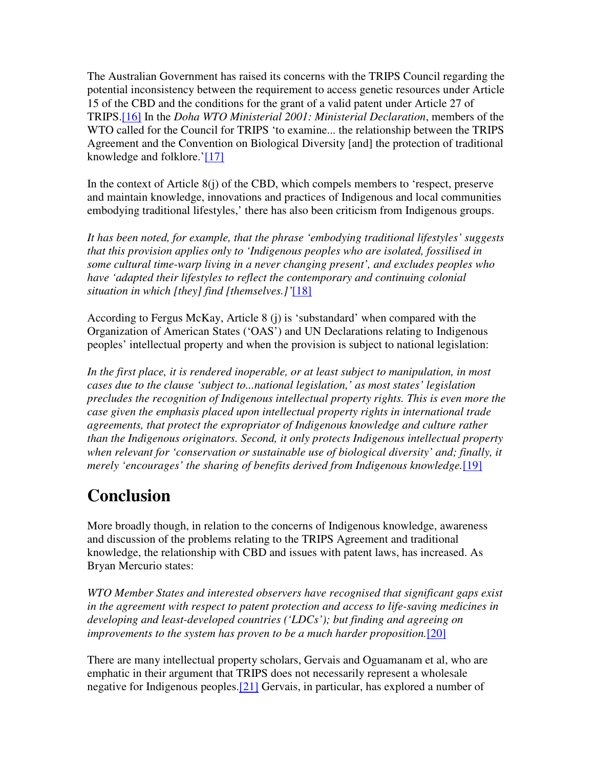The Australian Government has raised its concerns with the TRIPS Council regarding the potential inconsistency between the requirement to access genetic resources under Article 15 of the CBD and the conditions for the grant of a valid patent under Article 27 of TRIPS.[16] In the *Doha WTO Ministerial 2001: Ministerial Declaration*, members of the WTO called for the Council for TRIPS 'to examine... the relationship between the TRIPS Agreement and the Convention on Biological Diversity [and] the protection of traditional knowledge and folklore.'[17]

In the context of Article 8(j) of the CBD, which compels members to 'respect, preserve and maintain knowledge, innovations and practices of Indigenous and local communities embodying traditional lifestyles,' there has also been criticism from Indigenous groups.

*It has been noted, for example, that the phrase 'embodying traditional lifestyles' suggests that this provision applies only to 'Indigenous peoples who are isolated, fossilised in some cultural time-warp living in a never changing present', and excludes peoples who have 'adapted their lifestyles to reflect the contemporary and continuing colonial situation in which [they] find [themselves.]'*[18]

According to Fergus McKay, Article 8 (j) is 'substandard' when compared with the Organization of American States ('OAS') and UN Declarations relating to Indigenous peoples' intellectual property and when the provision is subject to national legislation:

*In the first place, it is rendered inoperable, or at least subject to manipulation, in most cases due to the clause 'subject to...national legislation,' as most states' legislation precludes the recognition of Indigenous intellectual property rights. This is even more the case given the emphasis placed upon intellectual property rights in international trade agreements, that protect the expropriator of Indigenous knowledge and culture rather than the Indigenous originators. Second, it only protects Indigenous intellectual property when relevant for 'conservation or sustainable use of biological diversity' and; finally, it merely 'encourages' the sharing of benefits derived from Indigenous knowledge.*[19]

## Conclusion

More broadly though, in relation to the concerns of Indigenous knowledge, awareness and discussion of the problems relating to the TRIPS Agreement and traditional knowledge, the relationship with CBD and issues with patent laws, has increased. As Bryan Mercurio states:

*WTO Member States and interested observers have recognised that significant gaps exist in the agreement with respect to patent protection and access to life-saving medicines in developing and least-developed countries ('LDCs'); but finding and agreeing on improvements to the system has proven to be a much harder proposition.*[20]

There are many intellectual property scholars, Gervais and Oguamanam et al, who are emphatic in their argument that TRIPS does not necessarily represent a wholesale negative for Indigenous peoples.[21] Gervais, in particular, has explored a number of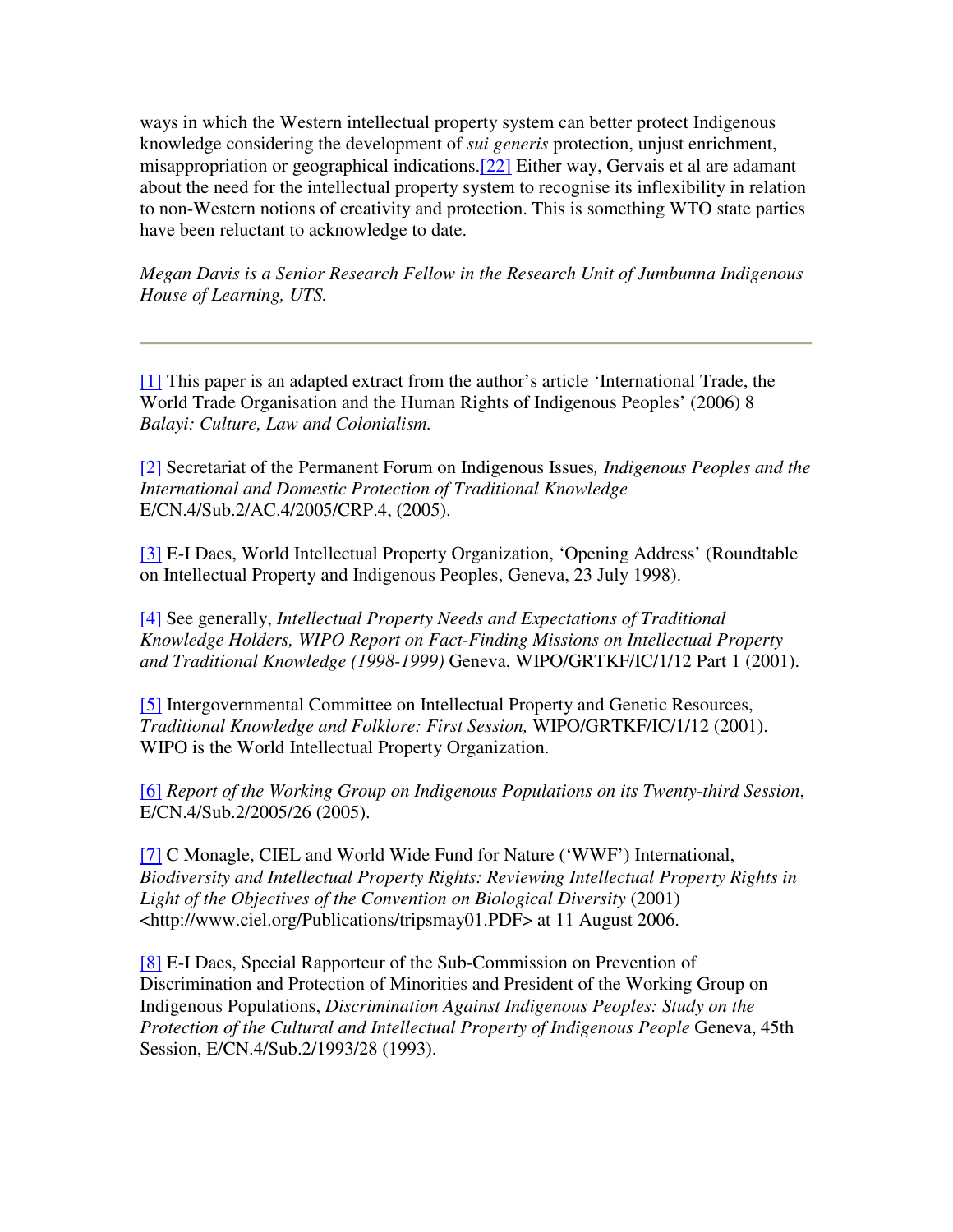ways in which the Western intellectual property system can better protect Indigenous knowledge considering the development of *sui generis* protection, unjust enrichment, misappropriation or geographical indications.[22] Either way, Gervais et al are adamant about the need for the intellectual property system to recognise its inflexibility in relation to non-Western notions of creativity and protection. This is something WTO state parties have been reluctant to acknowledge to date.

*Megan Davis is a Senior Research Fellow in the Research Unit of Jumbunna Indigenous House of Learning, UTS.*

---

[1] This paper is an adapted extract from the author's article 'International Trade, the World Trade Organisation and the Human Rights of Indigenous Peoples' (2006) 8 *Balayi: Culture, Law and Colonialism.*

[2] Secretariat of the Permanent Forum on Indigenous Issues*, Indigenous Peoples and the International and Domestic Protection of Traditional Knowledge* E/CN.4/Sub.2/AC.4/2005/CRP.4, (2005).

[3] E-I Daes, World Intellectual Property Organization, 'Opening Address' (Roundtable on Intellectual Property and Indigenous Peoples, Geneva, 23 July 1998).

[4] See generally, *Intellectual Property Needs and Expectations of Traditional Knowledge Holders, WIPO Report on Fact-Finding Missions on Intellectual Property and Traditional Knowledge (1998-1999)* Geneva, WIPO/GRTKF/IC/1/12 Part 1 (2001).

[5] Intergovernmental Committee on Intellectual Property and Genetic Resources, *Traditional Knowledge and Folklore: First Session,* WIPO/GRTKF/IC/1/12 (2001). WIPO is the World Intellectual Property Organization.

[6] *Report of the Working Group on Indigenous Populations on its Twenty-third Session*, E/CN.4/Sub.2/2005/26 (2005).

[7] C Monagle, CIEL and World Wide Fund for Nature ('WWF') International, *Biodiversity and Intellectual Property Rights: Reviewing Intellectual Property Rights in Light of the Objectives of the Convention on Biological Diversity* (2001) <http://www.ciel.org/Publications/tripsmay01.PDF> at 11 August 2006.

[8] E-I Daes, Special Rapporteur of the Sub-Commission on Prevention of Discrimination and Protection of Minorities and President of the Working Group on Indigenous Populations, *Discrimination Against Indigenous Peoples: Study on the Protection of the Cultural and Intellectual Property of Indigenous People* Geneva, 45th Session, E/CN.4/Sub.2/1993/28 (1993).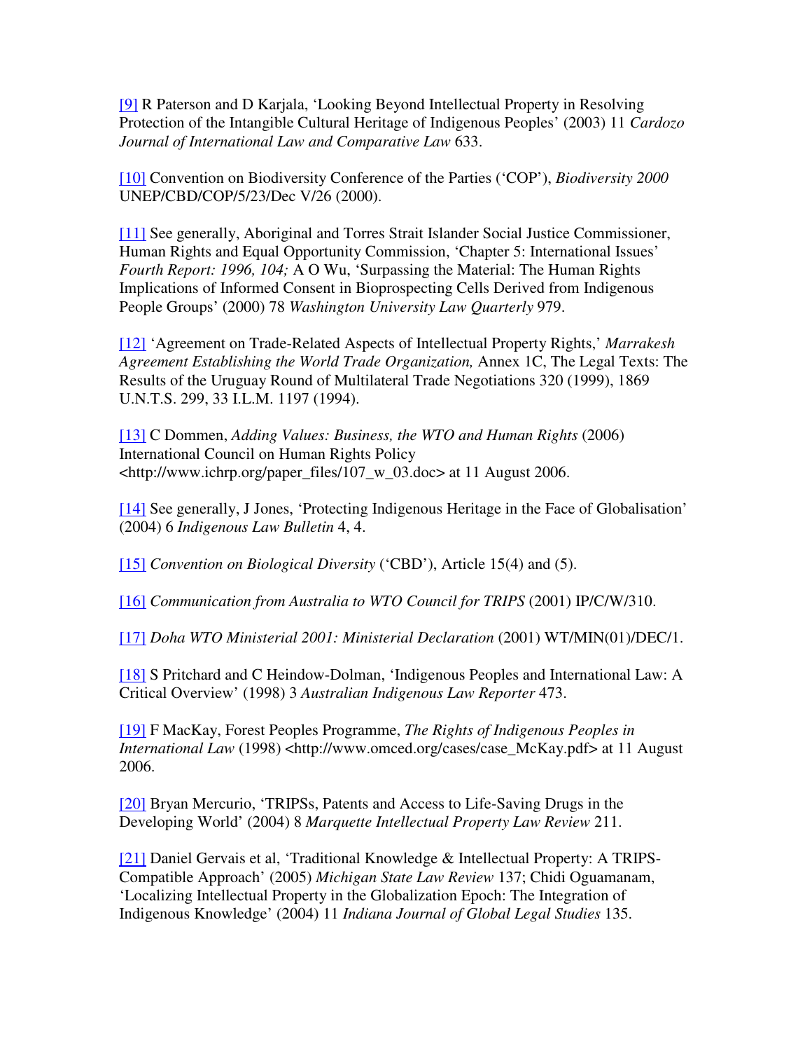[9] R Paterson and D Karjala, 'Looking Beyond Intellectual Property in Resolving Protection of the Intangible Cultural Heritage of Indigenous Peoples' (2003) 11 *Cardozo Journal of International Law and Comparative Law* 633.

[10] Convention on Biodiversity Conference of the Parties ('COP'), *Biodiversity 2000* UNEP/CBD/COP/5/23/Dec V/26 (2000).

[11] See generally, Aboriginal and Torres Strait Islander Social Justice Commissioner, Human Rights and Equal Opportunity Commission, 'Chapter 5: International Issues' *Fourth Report: 1996, 104;* A O Wu, 'Surpassing the Material: The Human Rights Implications of Informed Consent in Bioprospecting Cells Derived from Indigenous People Groups' (2000) 78 *Washington University Law Quarterly* 979.

[12] 'Agreement on Trade-Related Aspects of Intellectual Property Rights,' *Marrakesh Agreement Establishing the World Trade Organization,* Annex 1C, The Legal Texts: The Results of the Uruguay Round of Multilateral Trade Negotiations 320 (1999), 1869 U.N.T.S. 299, 33 I.L.M. 1197 (1994).

[13] C Dommen, *Adding Values: Business, the WTO and Human Rights* (2006) International Council on Human Rights Policy <http://www.ichrp.org/paper_files/107_w_03.doc> at 11 August 2006.

[14] See generally, J Jones, 'Protecting Indigenous Heritage in the Face of Globalisation' (2004) 6 *Indigenous Law Bulletin* 4, 4.

[15] *Convention on Biological Diversity* ('CBD'), Article 15(4) and (5).

[16] *Communication from Australia to WTO Council for TRIPS* (2001) IP/C/W/310.

[17] *Doha WTO Ministerial 2001: Ministerial Declaration* (2001) WT/MIN(01)/DEC/1.

[18] S Pritchard and C Heindow-Dolman, 'Indigenous Peoples and International Law: A Critical Overview' (1998) 3 *Australian Indigenous Law Reporter* 473.

[19] F MacKay, Forest Peoples Programme, *The Rights of Indigenous Peoples in International Law* (1998) <http://www.omced.org/cases/case_McKay.pdf> at 11 August 2006.

[20] Bryan Mercurio, 'TRIPSs, Patents and Access to Life-Saving Drugs in the Developing World' (2004) 8 *Marquette Intellectual Property Law Review* 211.

[21] Daniel Gervais et al, 'Traditional Knowledge & Intellectual Property: A TRIPS-Compatible Approach' (2005) *Michigan State Law Review* 137; Chidi Oguamanam, 'Localizing Intellectual Property in the Globalization Epoch: The Integration of Indigenous Knowledge' (2004) 11 *Indiana Journal of Global Legal Studies* 135.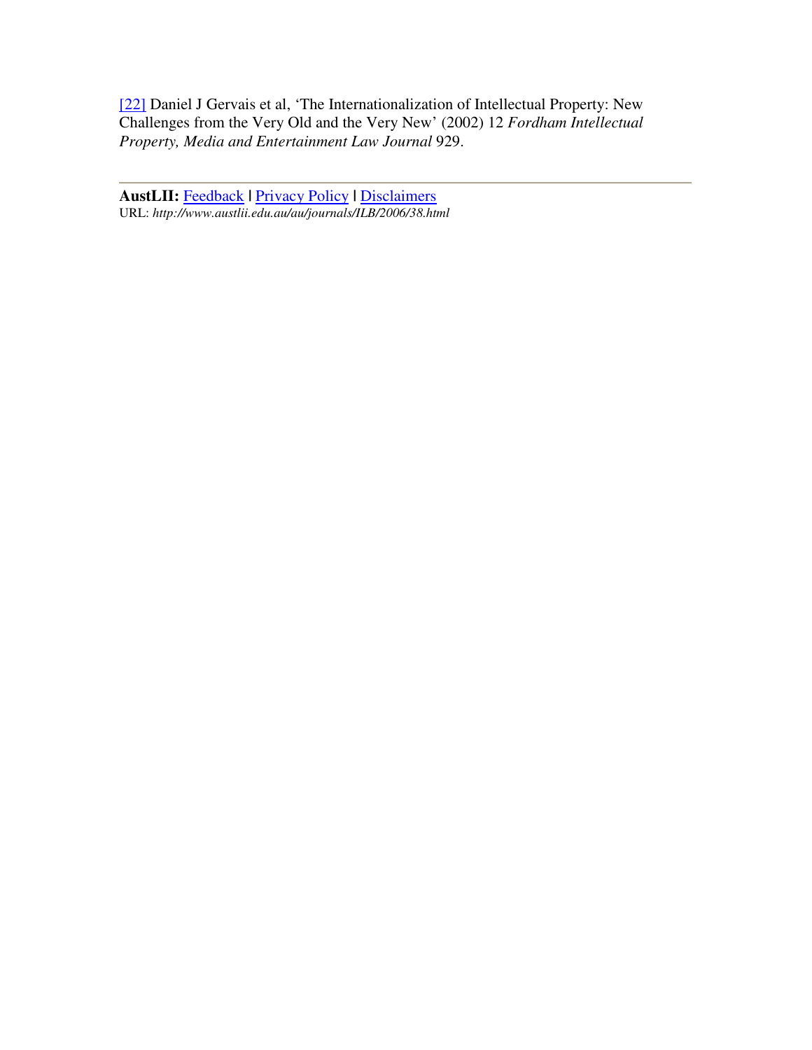[22] Daniel J Gervais et al, 'The Internationalization of Intellectual Property: New Challenges from the Very Old and the Very New' (2002) 12 *Fordham Intellectual Property, Media and Entertainment Law Journal* 929.

---

**AustLII:** Feedback | Privacy Policy | Disclaimers
URL: *http://www.austlii.edu.au/au/journals/ILB/2006/38.html*